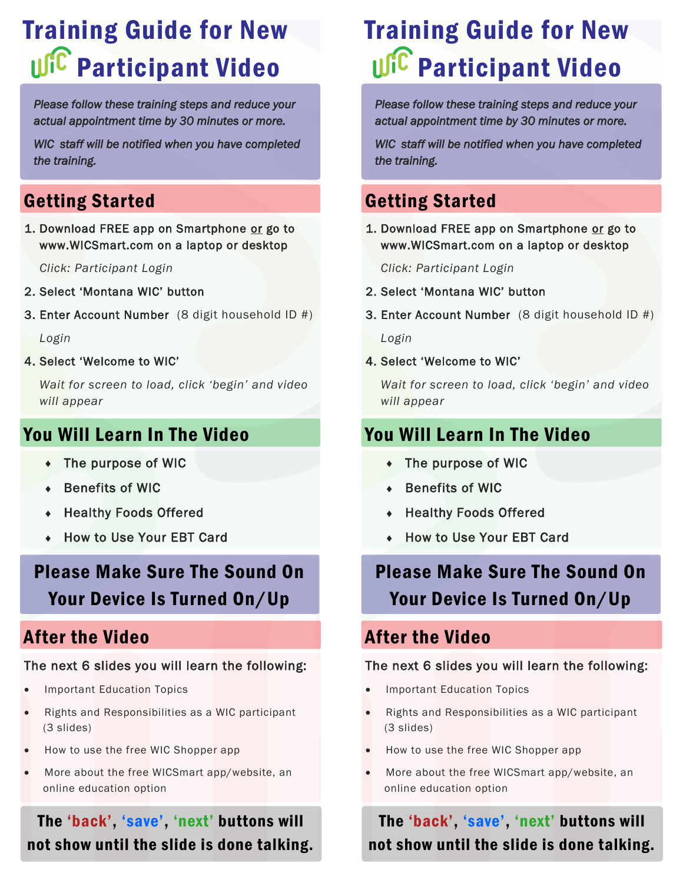# Training Guide for New WIC Participant Video

*Please follow these training steps and reduce your actual appointment time by 30 minutes or more.*

*WIC staff will be notified when you have completed the training.*

## Getting Started

1. **Download FREE app on Smartphone or go to www.WICSmart.com on a laptop or desktop**

   *Click: Participant Login*

2. **Select 'Montana WIC' button**
3. **Enter Account Number** (8 digit household ID #)

   *Login*

4. **Select 'Welcome to WIC'**

   *Wait for screen to load, click 'begin' and video will appear*

## You Will Learn In The Video

- The purpose of WIC
- Benefits of WIC
- Healthy Foods Offered
- How to Use Your EBT Card

**Please Make Sure The Sound On Your Device Is Turned On/Up**

## After the Video

The next 6 slides you will learn the following:

- Important Education Topics
- Rights and Responsibilities as a WIC participant (3 slides)
- How to use the free WIC Shopper app
- More about the free WICSmart app/website, an online education option

**The 'back', 'save', 'next' buttons will not show until the slide is done talking.**

# Training Guide for New WIC Participant Video

*Please follow these training steps and reduce your actual appointment time by 30 minutes or more.*

*WIC staff will be notified when you have completed the training.*

## Getting Started

1. **Download FREE app on Smartphone or go to www.WICSmart.com on a laptop or desktop**

   *Click: Participant Login*

2. **Select 'Montana WIC' button**
3. **Enter Account Number** (8 digit household ID #)

   *Login*

4. **Select 'Welcome to WIC'**

   *Wait for screen to load, click 'begin' and video will appear*

## You Will Learn In The Video

- The purpose of WIC
- Benefits of WIC
- Healthy Foods Offered
- How to Use Your EBT Card

**Please Make Sure The Sound On Your Device Is Turned On/Up**

## After the Video

The next 6 slides you will learn the following:

- Important Education Topics
- Rights and Responsibilities as a WIC participant (3 slides)
- How to use the free WIC Shopper app
- More about the free WICSmart app/website, an online education option

**The 'back', 'save', 'next' buttons will not show until the slide is done talking.**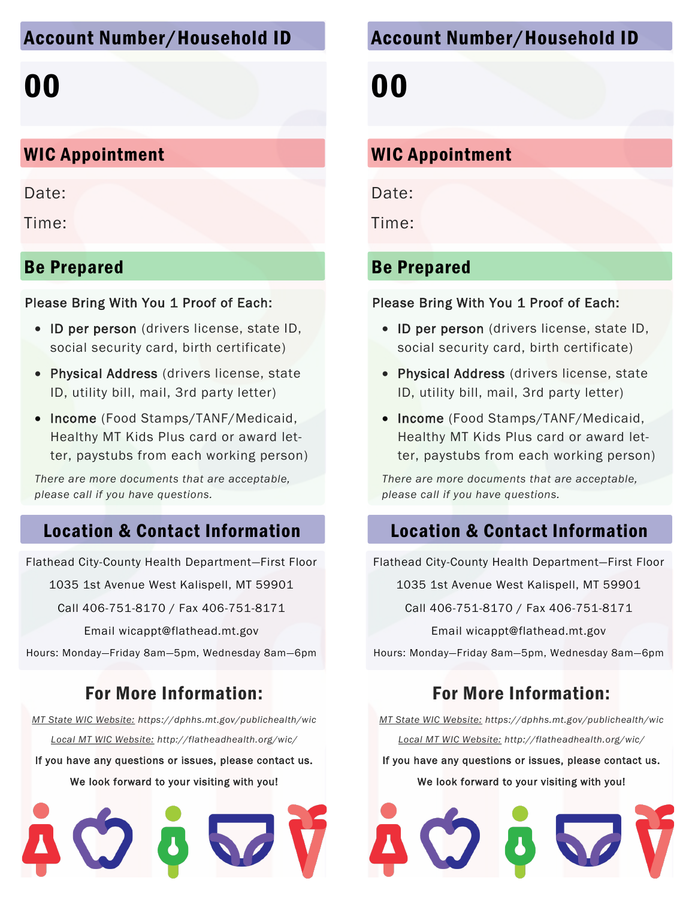## Account Number/Household ID

# 00

## WIC Appointment

Date:

Time:

## Be Prepared

**Please Bring With You 1 Proof of Each:**

- **ID per person** (drivers license, state ID, social security card, birth certificate)
- **Physical Address** (drivers license, state ID, utility bill, mail, 3rd party letter)
- **Income** (Food Stamps/TANF/Medicaid, Healthy MT Kids Plus card or award letter, paystubs from each working person)

*There are more documents that are acceptable, please call if you have questions.*

## Location & Contact Information

Flathead City-County Health Department—First Floor

1035 1st Avenue West Kalispell, MT 59901

Call 406-751-8170 / Fax 406-751-8171

Email wicappt@flathead.mt.gov

Hours: Monday—Friday 8am—5pm, Wednesday 8am—6pm

## For More Information:

*MT State WIC Website: https://dphhs.mt.gov/publichealth/wic*

*Local MT WIC Website: http://flatheadhealth.org/wic/*

**If you have any questions or issues, please contact us.**

**We look forward to your visiting with you!**

## Account Number/Household ID

# 00

## WIC Appointment

Date:

Time:

## Be Prepared

**Please Bring With You 1 Proof of Each:**

- **ID per person** (drivers license, state ID, social security card, birth certificate)
- **Physical Address** (drivers license, state ID, utility bill, mail, 3rd party letter)
- **Income** (Food Stamps/TANF/Medicaid, Healthy MT Kids Plus card or award letter, paystubs from each working person)

*There are more documents that are acceptable, please call if you have questions.*

## Location & Contact Information

Flathead City-County Health Department—First Floor

1035 1st Avenue West Kalispell, MT 59901

Call 406-751-8170 / Fax 406-751-8171

Email wicappt@flathead.mt.gov

Hours: Monday—Friday 8am—5pm, Wednesday 8am—6pm

## For More Information:

*MT State WIC Website: https://dphhs.mt.gov/publichealth/wic*

*Local MT WIC Website: http://flatheadhealth.org/wic/*

**If you have any questions or issues, please contact us.**

**We look forward to your visiting with you!**